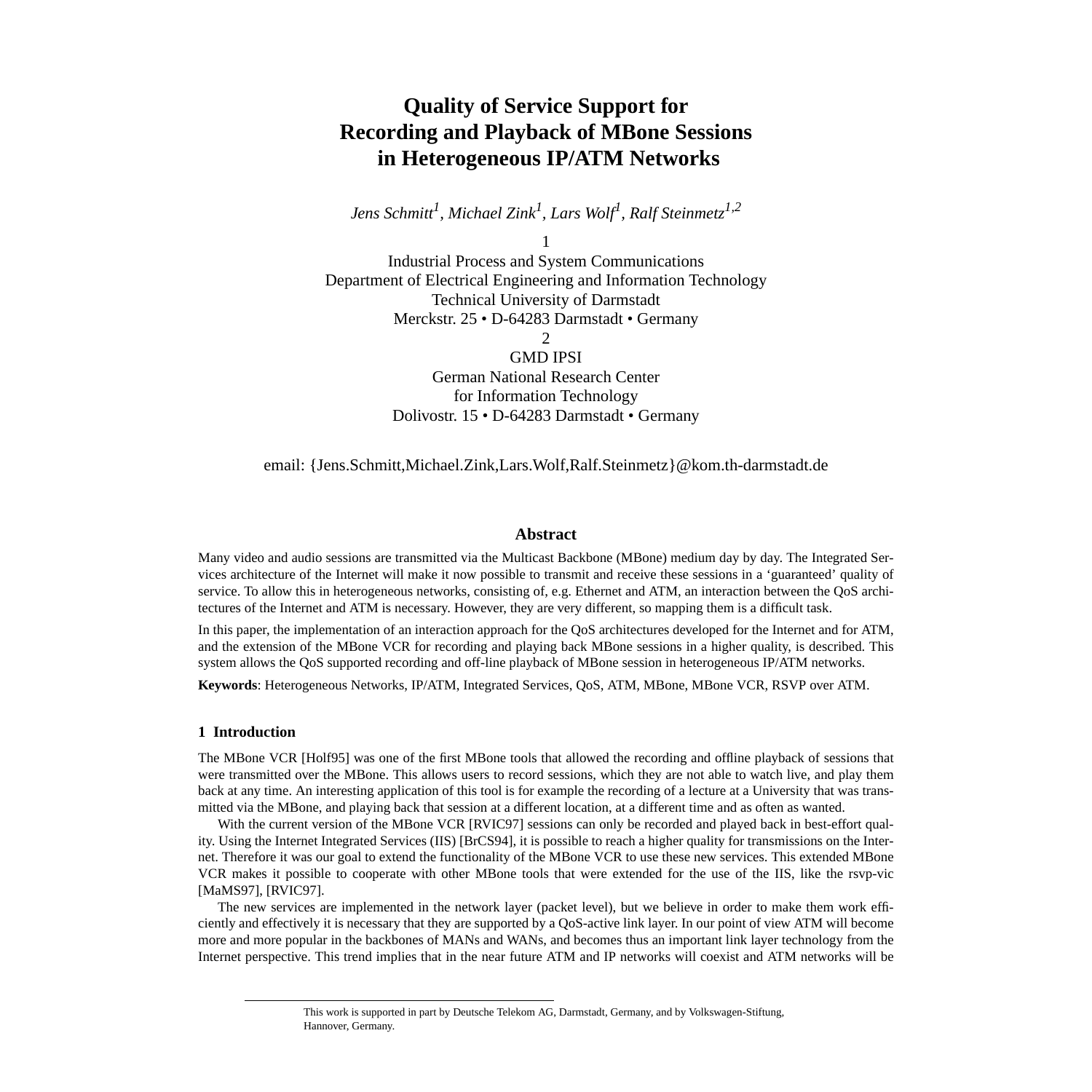# Quality of Service Support for Recording and Playback of MBone Sessions in Heterogeneous IP/ATM Networks

*Jens Schmitt*[1], *Michael Zink*[1], *Lars Wolf*[1], *Ralf Steinmetz*[1,2]

1
Industrial Process and System Communications
Department of Electrical Engineering and Information Technology
Technical University of Darmstadt
Merckstr. 25 • D-64283 Darmstadt • Germany

2
GMD IPSI
German National Research Center
for Information Technology
Dolivostr. 15 • D-64283 Darmstadt • Germany

email: {Jens.Schmitt,Michael.Zink,Lars.Wolf,Ralf.Steinmetz}@kom.th-darmstadt.de

## Abstract

Many video and audio sessions are transmitted via the Multicast Backbone (MBone) medium day by day. The Integrated Services architecture of the Internet will make it now possible to transmit and receive these sessions in a 'guaranteed' quality of service. To allow this in heterogeneous networks, consisting of, e.g. Ethernet and ATM, an interaction between the QoS architectures of the Internet and ATM is necessary. However, they are very different, so mapping them is a difficult task.

In this paper, the implementation of an interaction approach for the QoS architectures developed for the Internet and for ATM, and the extension of the MBone VCR for recording and playing back MBone sessions in a higher quality, is described. This system allows the QoS supported recording and off-line playback of MBone session in heterogeneous IP/ATM networks.

**Keywords**: Heterogeneous Networks, IP/ATM, Integrated Services, QoS, ATM, MBone, MBone VCR, RSVP over ATM.

## 1 Introduction

The MBone VCR [Holf95] was one of the first MBone tools that allowed the recording and offline playback of sessions that were transmitted over the MBone. This allows users to record sessions, which they are not able to watch live, and play them back at any time. An interesting application of this tool is for example the recording of a lecture at a University that was transmitted via the MBone, and playing back that session at a different location, at a different time and as often as wanted.

With the current version of the MBone VCR [RVIC97] sessions can only be recorded and played back in best-effort quality. Using the Internet Integrated Services (IIS) [BrCS94], it is possible to reach a higher quality for transmissions on the Internet. Therefore it was our goal to extend the functionality of the MBone VCR to use these new services. This extended MBone VCR makes it possible to cooperate with other MBone tools that were extended for the use of the IIS, like the rsvp-vic [MaMS97], [RVIC97].

The new services are implemented in the network layer (packet level), but we believe in order to make them work efficiently and effectively it is necessary that they are supported by a QoS-active link layer. In our point of view ATM will become more and more popular in the backbones of MANs and WANs, and becomes thus an important link layer technology from the Internet perspective. This trend implies that in the near future ATM and IP networks will coexist and ATM networks will be

This work is supported in part by Deutsche Telekom AG, Darmstadt, Germany, and by Volkswagen-Stiftung, Hannover, Germany.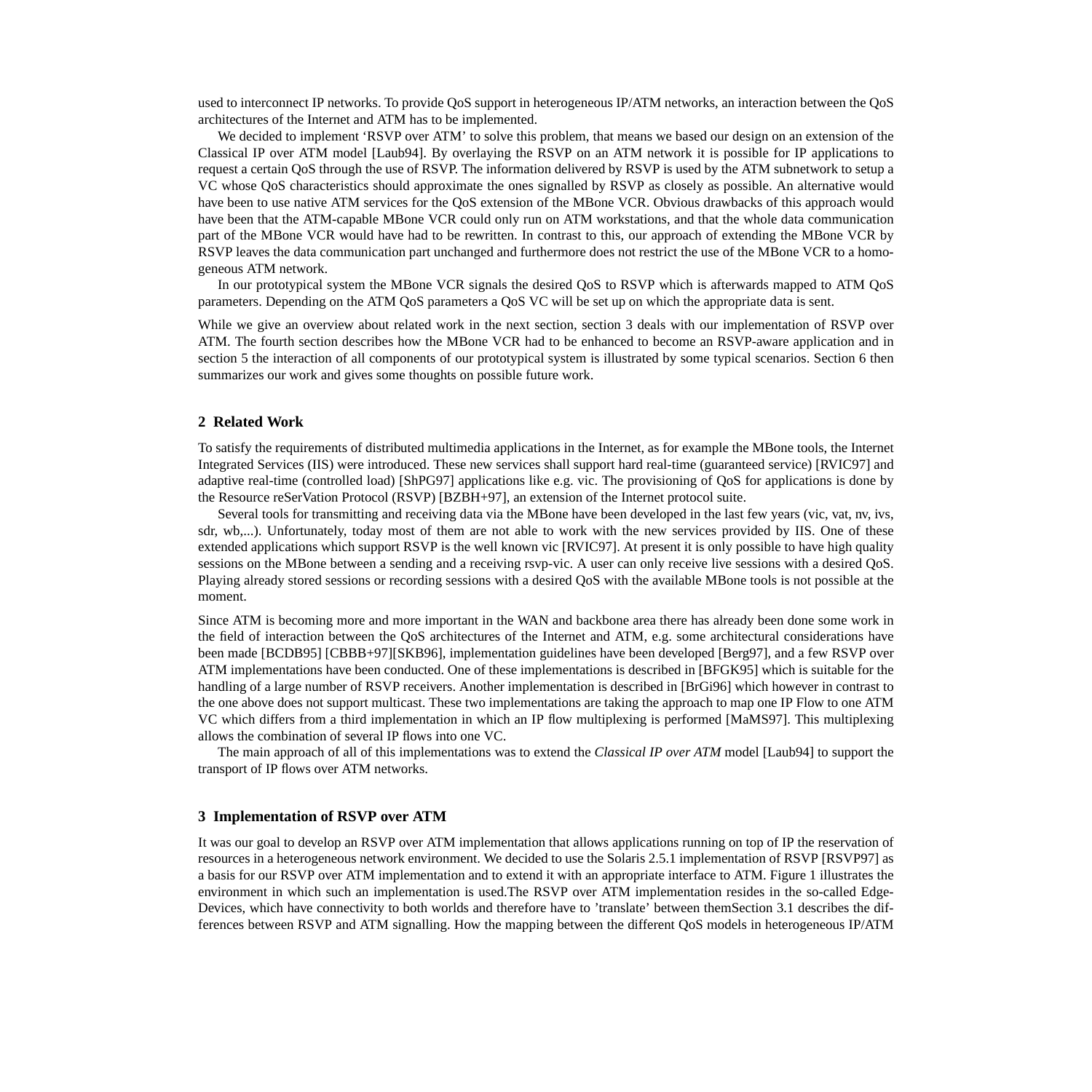used to interconnect IP networks. To provide QoS support in heterogeneous IP/ATM networks, an interaction between the QoS architectures of the Internet and ATM has to be implemented.

We decided to implement 'RSVP over ATM' to solve this problem, that means we based our design on an extension of the Classical IP over ATM model [Laub94]. By overlaying the RSVP on an ATM network it is possible for IP applications to request a certain QoS through the use of RSVP. The information delivered by RSVP is used by the ATM subnetwork to setup a VC whose QoS characteristics should approximate the ones signalled by RSVP as closely as possible. An alternative would have been to use native ATM services for the QoS extension of the MBone VCR. Obvious drawbacks of this approach would have been that the ATM-capable MBone VCR could only run on ATM workstations, and that the whole data communication part of the MBone VCR would have had to be rewritten. In contrast to this, our approach of extending the MBone VCR by RSVP leaves the data communication part unchanged and furthermore does not restrict the use of the MBone VCR to a homogeneous ATM network.

In our prototypical system the MBone VCR signals the desired QoS to RSVP which is afterwards mapped to ATM QoS parameters. Depending on the ATM QoS parameters a QoS VC will be set up on which the appropriate data is sent.

While we give an overview about related work in the next section, section 3 deals with our implementation of RSVP over ATM. The fourth section describes how the MBone VCR had to be enhanced to become an RSVP-aware application and in section 5 the interaction of all components of our prototypical system is illustrated by some typical scenarios. Section 6 then summarizes our work and gives some thoughts on possible future work.

## 2 Related Work

To satisfy the requirements of distributed multimedia applications in the Internet, as for example the MBone tools, the Internet Integrated Services (IIS) were introduced. These new services shall support hard real-time (guaranteed service) [RVIC97] and adaptive real-time (controlled load) [ShPG97] applications like e.g. vic. The provisioning of QoS for applications is done by the Resource reSerVation Protocol (RSVP) [BZBH+97], an extension of the Internet protocol suite.

Several tools for transmitting and receiving data via the MBone have been developed in the last few years (vic, vat, nv, ivs, sdr, wb,...). Unfortunately, today most of them are not able to work with the new services provided by IIS. One of these extended applications which support RSVP is the well known vic [RVIC97]. At present it is only possible to have high quality sessions on the MBone between a sending and a receiving rsvp-vic. A user can only receive live sessions with a desired QoS. Playing already stored sessions or recording sessions with a desired QoS with the available MBone tools is not possible at the moment.

Since ATM is becoming more and more important in the WAN and backbone area there has already been done some work in the field of interaction between the QoS architectures of the Internet and ATM, e.g. some architectural considerations have been made [BCDB95] [CBBB+97][SKB96], implementation guidelines have been developed [Berg97], and a few RSVP over ATM implementations have been conducted. One of these implementations is described in [BFGK95] which is suitable for the handling of a large number of RSVP receivers. Another implementation is described in [BrGi96] which however in contrast to the one above does not support multicast. These two implementations are taking the approach to map one IP Flow to one ATM VC which differs from a third implementation in which an IP flow multiplexing is performed [MaMS97]. This multiplexing allows the combination of several IP flows into one VC.

The main approach of all of this implementations was to extend the *Classical IP over ATM* model [Laub94] to support the transport of IP flows over ATM networks.

## 3 Implementation of RSVP over ATM

It was our goal to develop an RSVP over ATM implementation that allows applications running on top of IP the reservation of resources in a heterogeneous network environment. We decided to use the Solaris 2.5.1 implementation of RSVP [RSVP97] as a basis for our RSVP over ATM implementation and to extend it with an appropriate interface to ATM. Figure 1 illustrates the environment in which such an implementation is used.The RSVP over ATM implementation resides in the so-called Edge-Devices, which have connectivity to both worlds and therefore have to 'translate' between themSection 3.1 describes the differences between RSVP and ATM signalling. How the mapping between the different QoS models in heterogeneous IP/ATM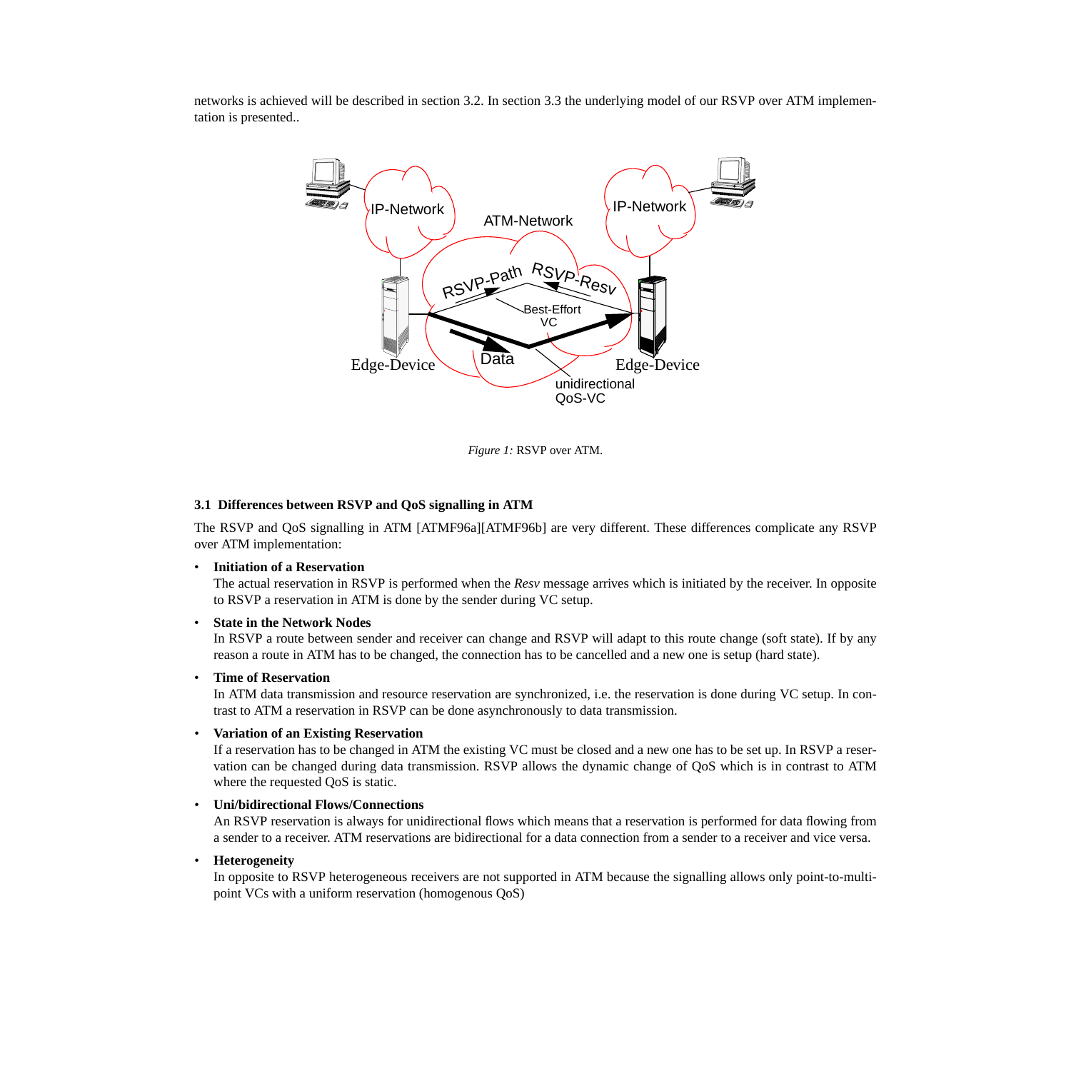networks is achieved will be described in section 3.2. In section 3.3 the underlying model of our RSVP over ATM implementation is presented..

*Figure 1:* RSVP over ATM.

### 3.1 Differences between RSVP and QoS signalling in ATM

The RSVP and QoS signalling in ATM [ATMF96a][ATMF96b] are very different. These differences complicate any RSVP over ATM implementation:

- **Initiation of a Reservation**
  The actual reservation in RSVP is performed when the *Resv* message arrives which is initiated by the receiver. In opposite to RSVP a reservation in ATM is done by the sender during VC setup.
- **State in the Network Nodes**
  In RSVP a route between sender and receiver can change and RSVP will adapt to this route change (soft state). If by any reason a route in ATM has to be changed, the connection has to be cancelled and a new one is setup (hard state).
- **Time of Reservation**
  In ATM data transmission and resource reservation are synchronized, i.e. the reservation is done during VC setup. In contrast to ATM a reservation in RSVP can be done asynchronously to data transmission.
- **Variation of an Existing Reservation**
  If a reservation has to be changed in ATM the existing VC must be closed and a new one has to be set up. In RSVP a reservation can be changed during data transmission. RSVP allows the dynamic change of QoS which is in contrast to ATM where the requested QoS is static.
- **Uni/bidirectional Flows/Connections**
  An RSVP reservation is always for unidirectional flows which means that a reservation is performed for data flowing from a sender to a receiver. ATM reservations are bidirectional for a data connection from a sender to a receiver and vice versa.
- **Heterogeneity**
  In opposite to RSVP heterogeneous receivers are not supported in ATM because the signalling allows only point-to-multipoint VCs with a uniform reservation (homogenous QoS)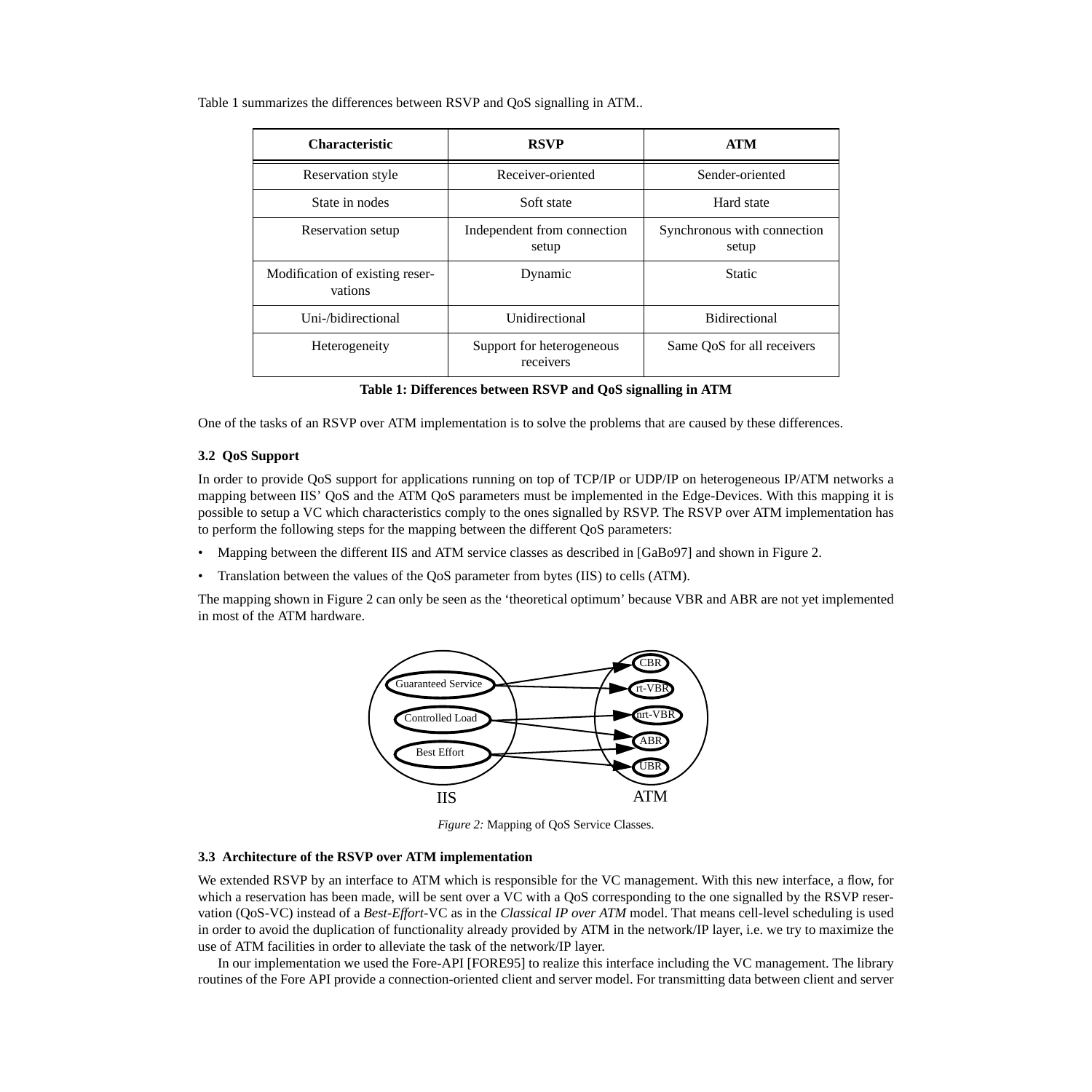Table 1 summarizes the differences between RSVP and QoS signalling in ATM..

| Characteristic | RSVP | ATM |
|---|---|---|
| Reservation style | Receiver-oriented | Sender-oriented |
| State in nodes | Soft state | Hard state |
| Reservation setup | Independent from connection setup | Synchronous with connection setup |
| Modification of existing reservations | Dynamic | Static |
| Uni-/bidirectional | Unidirectional | Bidirectional |
| Heterogeneity | Support for heterogeneous receivers | Same QoS for all receivers |

**Table 1: Differences between RSVP and QoS signalling in ATM**

One of the tasks of an RSVP over ATM implementation is to solve the problems that are caused by these differences.

### 3.2 QoS Support

In order to provide QoS support for applications running on top of TCP/IP or UDP/IP on heterogeneous IP/ATM networks a mapping between IIS' QoS and the ATM QoS parameters must be implemented in the Edge-Devices. With this mapping it is possible to setup a VC which characteristics comply to the ones signalled by RSVP. The RSVP over ATM implementation has to perform the following steps for the mapping between the different QoS parameters:

- Mapping between the different IIS and ATM service classes as described in [GaBo97] and shown in Figure 2.
- Translation between the values of the QoS parameter from bytes (IIS) to cells (ATM).

The mapping shown in Figure 2 can only be seen as the 'theoretical optimum' because VBR and ABR are not yet implemented in most of the ATM hardware.

*Figure 2:* Mapping of QoS Service Classes.

### 3.3 Architecture of the RSVP over ATM implementation

We extended RSVP by an interface to ATM which is responsible for the VC management. With this new interface, a flow, for which a reservation has been made, will be sent over a VC with a QoS corresponding to the one signalled by the RSVP reservation (QoS-VC) instead of a *Best-Effort*-VC as in the *Classical IP over ATM* model. That means cell-level scheduling is used in order to avoid the duplication of functionality already provided by ATM in the network/IP layer, i.e. we try to maximize the use of ATM facilities in order to alleviate the task of the network/IP layer.

In our implementation we used the Fore-API [FORE95] to realize this interface including the VC management. The library routines of the Fore API provide a connection-oriented client and server model. For transmitting data between client and server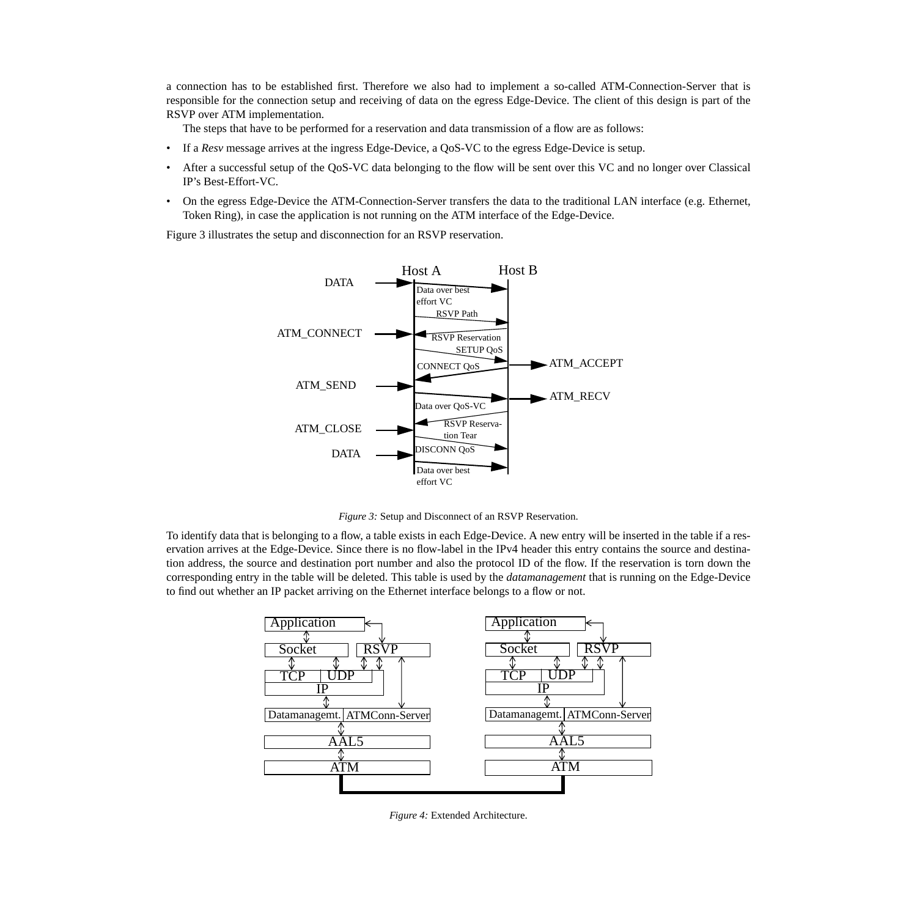a connection has to be established first. Therefore we also had to implement a so-called ATM-Connection-Server that is responsible for the connection setup and receiving of data on the egress Edge-Device. The client of this design is part of the RSVP over ATM implementation.

The steps that have to be performed for a reservation and data transmission of a flow are as follows:

- If a *Resv* message arrives at the ingress Edge-Device, a QoS-VC to the egress Edge-Device is setup.
- After a successful setup of the QoS-VC data belonging to the flow will be sent over this VC and no longer over Classical IP's Best-Effort-VC.
- On the egress Edge-Device the ATM-Connection-Server transfers the data to the traditional LAN interface (e.g. Ethernet, Token Ring), in case the application is not running on the ATM interface of the Edge-Device.

Figure 3 illustrates the setup and disconnection for an RSVP reservation.

*Figure 3:* Setup and Disconnect of an RSVP Reservation.

To identify data that is belonging to a flow, a table exists in each Edge-Device. A new entry will be inserted in the table if a reservation arrives at the Edge-Device. Since there is no flow-label in the IPv4 header this entry contains the source and destination address, the source and destination port number and also the protocol ID of the flow. If the reservation is torn down the corresponding entry in the table will be deleted. This table is used by the *datamanagement* that is running on the Edge-Device to find out whether an IP packet arriving on the Ethernet interface belongs to a flow or not.

*Figure 4:* Extended Architecture.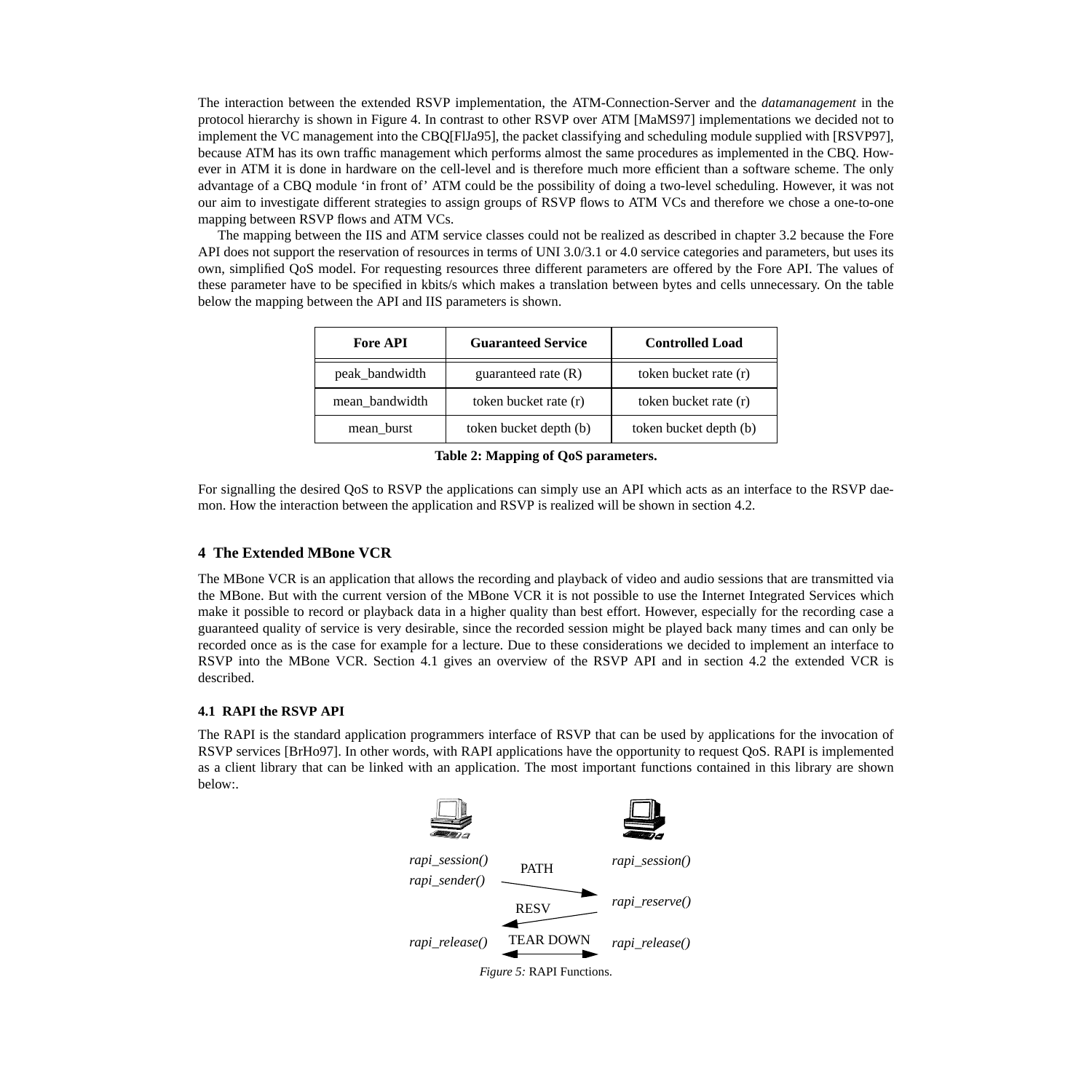The interaction between the extended RSVP implementation, the ATM-Connection-Server and the *datamanagement* in the protocol hierarchy is shown in Figure 4. In contrast to other RSVP over ATM [MaMS97] implementations we decided not to implement the VC management into the CBQ[FlJa95], the packet classifying and scheduling module supplied with [RSVP97], because ATM has its own traffic management which performs almost the same procedures as implemented in the CBQ. However in ATM it is done in hardware on the cell-level and is therefore much more efficient than a software scheme. The only advantage of a CBQ module 'in front of' ATM could be the possibility of doing a two-level scheduling. However, it was not our aim to investigate different strategies to assign groups of RSVP flows to ATM VCs and therefore we chose a one-to-one mapping between RSVP flows and ATM VCs.

The mapping between the IIS and ATM service classes could not be realized as described in chapter 3.2 because the Fore API does not support the reservation of resources in terms of UNI 3.0/3.1 or 4.0 service categories and parameters, but uses its own, simplified QoS model. For requesting resources three different parameters are offered by the Fore API. The values of these parameter have to be specified in kbits/s which makes a translation between bytes and cells unnecessary. On the table below the mapping between the API and IIS parameters is shown.

| Fore API | Guaranteed Service | Controlled Load |
|---|---|---|
| peak_bandwidth | guaranteed rate (R) | token bucket rate (r) |
| mean_bandwidth | token bucket rate (r) | token bucket rate (r) |
| mean_burst | token bucket depth (b) | token bucket depth (b) |

**Table 2: Mapping of QoS parameters.**

For signalling the desired QoS to RSVP the applications can simply use an API which acts as an interface to the RSVP daemon. How the interaction between the application and RSVP is realized will be shown in section 4.2.

## 4 The Extended MBone VCR

The MBone VCR is an application that allows the recording and playback of video and audio sessions that are transmitted via the MBone. But with the current version of the MBone VCR it is not possible to use the Internet Integrated Services which make it possible to record or playback data in a higher quality than best effort. However, especially for the recording case a guaranteed quality of service is very desirable, since the recorded session might be played back many times and can only be recorded once as is the case for example for a lecture. Due to these considerations we decided to implement an interface to RSVP into the MBone VCR. Section 4.1 gives an overview of the RSVP API and in section 4.2 the extended VCR is described.

### 4.1 RAPI the RSVP API

The RAPI is the standard application programmers interface of RSVP that can be used by applications for the invocation of RSVP services [BrHo97]. In other words, with RAPI applications have the opportunity to request QoS. RAPI is implemented as a client library that can be linked with an application. The most important functions contained in this library are shown below:.

*rapi_session()* PATH *rapi_session()*
*rapi_sender()*
RESV *rapi_reserve()*
*rapi_release()* TEAR DOWN *rapi_release()*

*Figure 5:* RAPI Functions.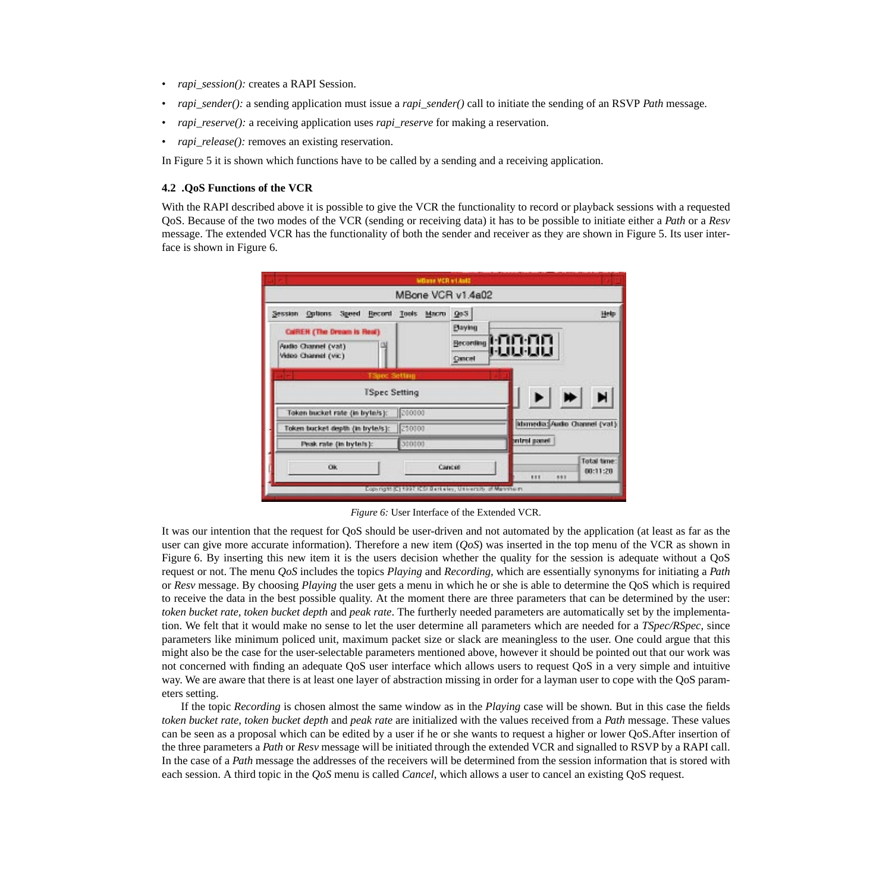- *rapi_session():* creates a RAPI Session.
- *rapi_sender():* a sending application must issue a *rapi_sender()* call to initiate the sending of an RSVP *Path* message.
- *rapi_reserve():* a receiving application uses *rapi_reserve* for making a reservation.
- *rapi_release():* removes an existing reservation.

In Figure 5 it is shown which functions have to be called by a sending and a receiving application.

### 4.2 .QoS Functions of the VCR

With the RAPI described above it is possible to give the VCR the functionality to record or playback sessions with a requested QoS. Because of the two modes of the VCR (sending or receiving data) it has to be possible to initiate either a *Path* or a *Resv* message. The extended VCR has the functionality of both the sender and receiver as they are shown in Figure 5. Its user interface is shown in Figure 6.

*Figure 6:* User Interface of the Extended VCR.

It was our intention that the request for QoS should be user-driven and not automated by the application (at least as far as the user can give more accurate information). Therefore a new item (*QoS*) was inserted in the top menu of the VCR as shown in Figure 6. By inserting this new item it is the users decision whether the quality for the session is adequate without a QoS request or not. The menu *QoS* includes the topics *Playing* and *Recording*, which are essentially synonyms for initiating a *Path* or *Resv* message. By choosing *Playing* the user gets a menu in which he or she is able to determine the QoS which is required to receive the data in the best possible quality. At the moment there are three parameters that can be determined by the user: *token bucket rate*, *token bucket depth* and *peak rate*. The furtherly needed parameters are automatically set by the implementation. We felt that it would make no sense to let the user determine all parameters which are needed for a *TSpec/RSpec*, since parameters like minimum policed unit, maximum packet size or slack are meaningless to the user. One could argue that this might also be the case for the user-selectable parameters mentioned above, however it should be pointed out that our work was not concerned with finding an adequate QoS user interface which allows users to request QoS in a very simple and intuitive way. We are aware that there is at least one layer of abstraction missing in order for a layman user to cope with the QoS parameters setting.

If the topic *Recording* is chosen almost the same window as in the *Playing* case will be shown. But in this case the fields *token bucket rate*, *token bucket depth* and *peak rate* are initialized with the values received from a *Path* message. These values can be seen as a proposal which can be edited by a user if he or she wants to request a higher or lower QoS.After insertion of the three parameters a *Path* or *Resv* message will be initiated through the extended VCR and signalled to RSVP by a RAPI call. In the case of a *Path* message the addresses of the receivers will be determined from the session information that is stored with each session. A third topic in the *QoS* menu is called *Cancel*, which allows a user to cancel an existing QoS request.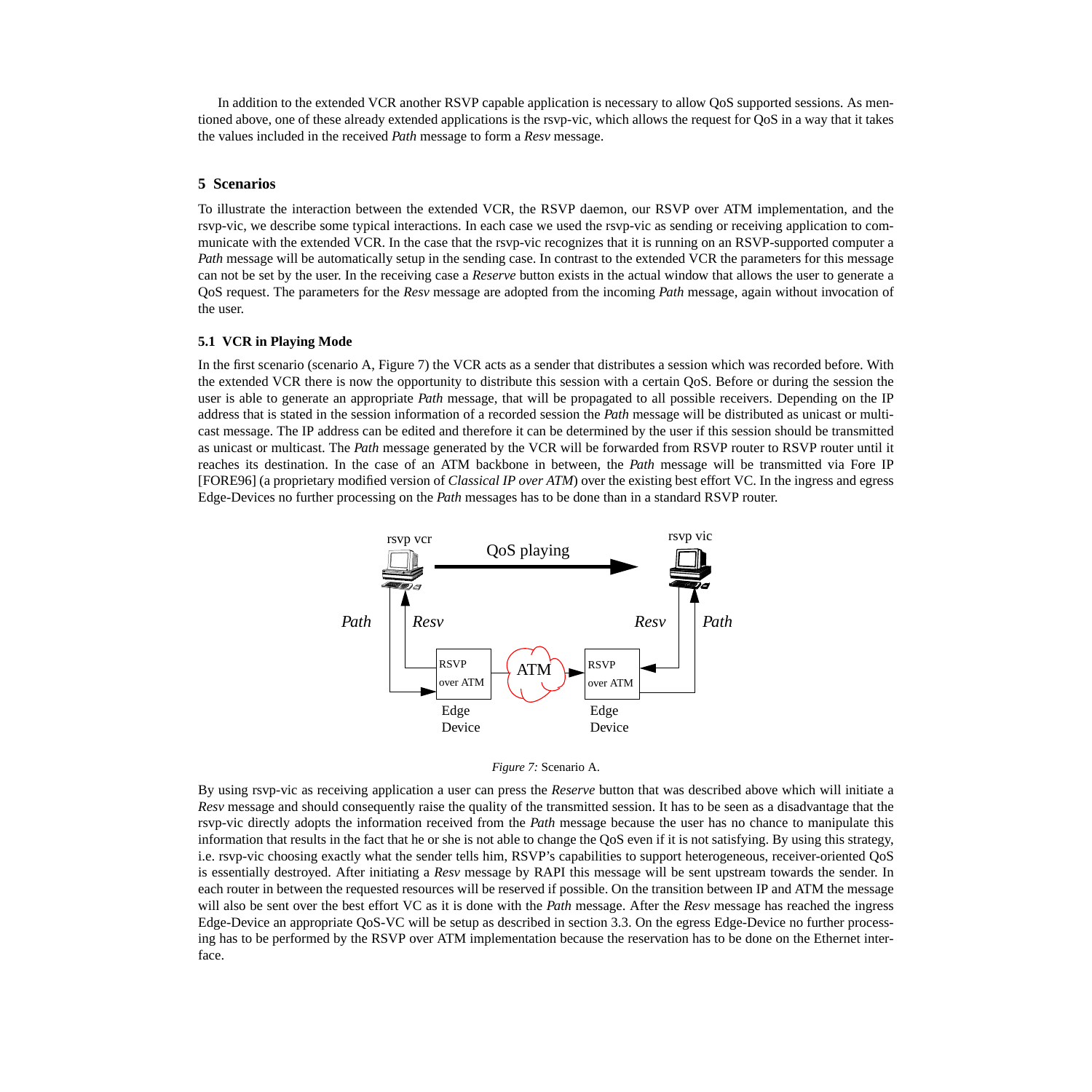In addition to the extended VCR another RSVP capable application is necessary to allow QoS supported sessions. As mentioned above, one of these already extended applications is the rsvp-vic, which allows the request for QoS in a way that it takes the values included in the received *Path* message to form a *Resv* message.

## 5 Scenarios

To illustrate the interaction between the extended VCR, the RSVP daemon, our RSVP over ATM implementation, and the rsvp-vic, we describe some typical interactions. In each case we used the rsvp-vic as sending or receiving application to communicate with the extended VCR. In the case that the rsvp-vic recognizes that it is running on an RSVP-supported computer a *Path* message will be automatically setup in the sending case. In contrast to the extended VCR the parameters for this message can not be set by the user. In the receiving case a *Reserve* button exists in the actual window that allows the user to generate a QoS request. The parameters for the *Resv* message are adopted from the incoming *Path* message, again without invocation of the user.

### 5.1 VCR in Playing Mode

In the first scenario (scenario A, Figure 7) the VCR acts as a sender that distributes a session which was recorded before. With the extended VCR there is now the opportunity to distribute this session with a certain QoS. Before or during the session the user is able to generate an appropriate *Path* message, that will be propagated to all possible receivers. Depending on the IP address that is stated in the session information of a recorded session the *Path* message will be distributed as unicast or multicast message. The IP address can be edited and therefore it can be determined by the user if this session should be transmitted as unicast or multicast. The *Path* message generated by the VCR will be forwarded from RSVP router to RSVP router until it reaches its destination. In the case of an ATM backbone in between, the *Path* message will be transmitted via Fore IP [FORE96] (a proprietary modified version of *Classical IP over ATM*) over the existing best effort VC. In the ingress and egress Edge-Devices no further processing on the *Path* messages has to be done than in a standard RSVP router.

rsvp vcr

QoS playing

rsvp vic

Path

Resv

Resv

Path

RSVP over ATM

ATM

RSVP over ATM

Edge Device

Edge Device

*Figure 7:* Scenario A.

By using rsvp-vic as receiving application a user can press the *Reserve* button that was described above which will initiate a *Resv* message and should consequently raise the quality of the transmitted session. It has to be seen as a disadvantage that the rsvp-vic directly adopts the information received from the *Path* message because the user has no chance to manipulate this information that results in the fact that he or she is not able to change the QoS even if it is not satisfying. By using this strategy, i.e. rsvp-vic choosing exactly what the sender tells him, RSVP's capabilities to support heterogeneous, receiver-oriented QoS is essentially destroyed. After initiating a *Resv* message by RAPI this message will be sent upstream towards the sender. In each router in between the requested resources will be reserved if possible. On the transition between IP and ATM the message will also be sent over the best effort VC as it is done with the *Path* message. After the *Resv* message has reached the ingress Edge-Device an appropriate QoS-VC will be setup as described in section 3.3. On the egress Edge-Device no further processing has to be performed by the RSVP over ATM implementation because the reservation has to be done on the Ethernet interface.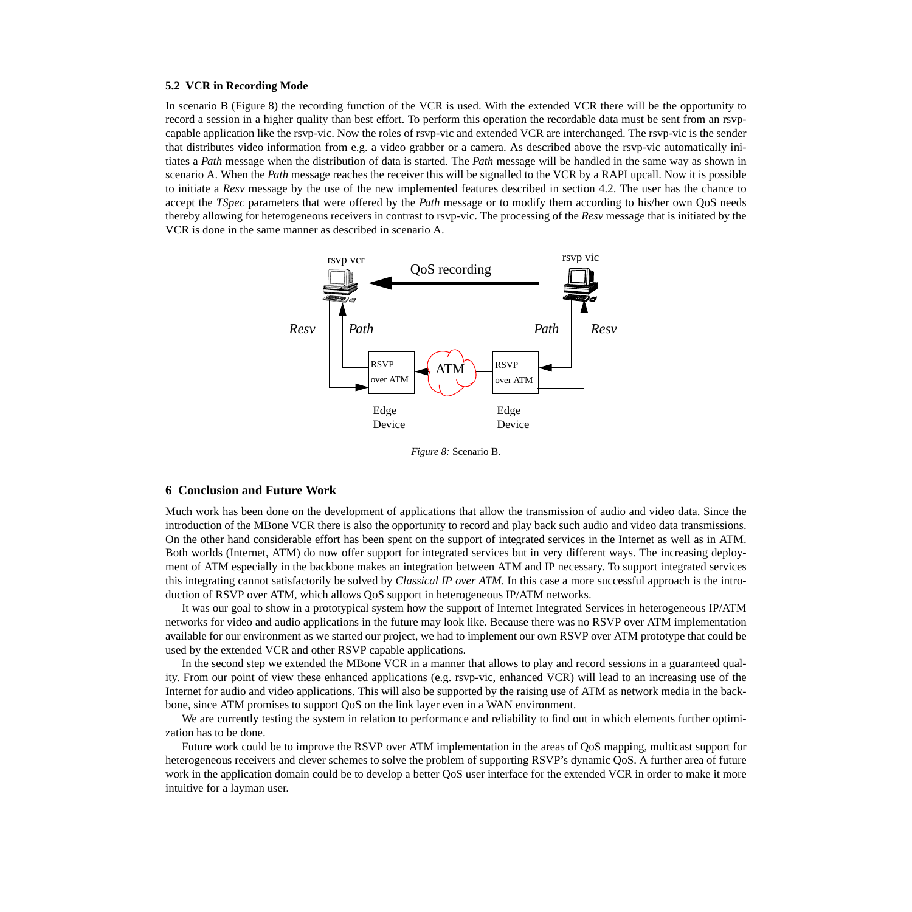### 5.2 VCR in Recording Mode

In scenario B (Figure 8) the recording function of the VCR is used. With the extended VCR there will be the opportunity to record a session in a higher quality than best effort. To perform this operation the recordable data must be sent from an rsvp-capable application like the rsvp-vic. Now the roles of rsvp-vic and extended VCR are interchanged. The rsvp-vic is the sender that distributes video information from e.g. a video grabber or a camera. As described above the rsvp-vic automatically initiates a *Path* message when the distribution of data is started. The *Path* message will be handled in the same way as shown in scenario A. When the *Path* message reaches the receiver this will be signalled to the VCR by a RAPI upcall. Now it is possible to initiate a *Resv* message by the use of the new implemented features described in section 4.2. The user has the chance to accept the *TSpec* parameters that were offered by the *Path* message or to modify them according to his/her own QoS needs thereby allowing for heterogeneous receivers in contrast to rsvp-vic. The processing of the *Resv* message that is initiated by the VCR is done in the same manner as described in scenario A.

*Figure 8:* Scenario B.

## 6 Conclusion and Future Work

Much work has been done on the development of applications that allow the transmission of audio and video data. Since the introduction of the MBone VCR there is also the opportunity to record and play back such audio and video data transmissions. On the other hand considerable effort has been spent on the support of integrated services in the Internet as well as in ATM. Both worlds (Internet, ATM) do now offer support for integrated services but in very different ways. The increasing deployment of ATM especially in the backbone makes an integration between ATM and IP necessary. To support integrated services this integrating cannot satisfactorily be solved by *Classical IP over ATM*. In this case a more successful approach is the introduction of RSVP over ATM, which allows QoS support in heterogeneous IP/ATM networks.

It was our goal to show in a prototypical system how the support of Internet Integrated Services in heterogeneous IP/ATM networks for video and audio applications in the future may look like. Because there was no RSVP over ATM implementation available for our environment as we started our project, we had to implement our own RSVP over ATM prototype that could be used by the extended VCR and other RSVP capable applications.

In the second step we extended the MBone VCR in a manner that allows to play and record sessions in a guaranteed quality. From our point of view these enhanced applications (e.g. rsvp-vic, enhanced VCR) will lead to an increasing use of the Internet for audio and video applications. This will also be supported by the raising use of ATM as network media in the backbone, since ATM promises to support QoS on the link layer even in a WAN environment.

We are currently testing the system in relation to performance and reliability to find out in which elements further optimization has to be done.

Future work could be to improve the RSVP over ATM implementation in the areas of QoS mapping, multicast support for heterogeneous receivers and clever schemes to solve the problem of supporting RSVP's dynamic QoS. A further area of future work in the application domain could be to develop a better QoS user interface for the extended VCR in order to make it more intuitive for a layman user.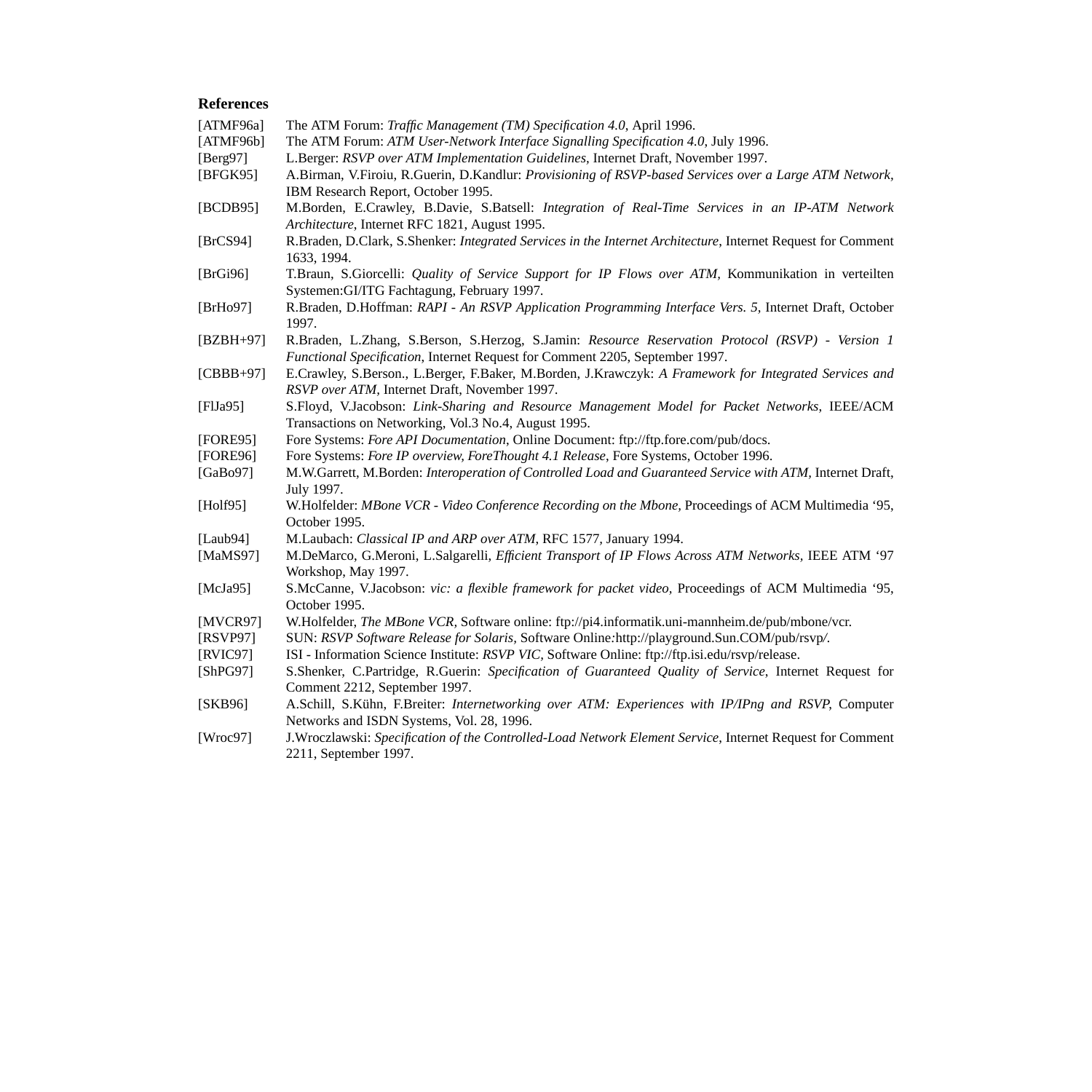### References

[ATMF96a] The ATM Forum: *Traffic Management (TM) Specification 4.0*, April 1996.

[ATMF96b] The ATM Forum: *ATM User-Network Interface Signalling Specification 4.0*, July 1996.

[Berg97] L.Berger: *RSVP over ATM Implementation Guidelines*, Internet Draft, November 1997.

[BFGK95] A.Birman, V.Firoiu, R.Guerin, D.Kandlur: *Provisioning of RSVP-based Services over a Large ATM Network*, IBM Research Report, October 1995.

[BCDB95] M.Borden, E.Crawley, B.Davie, S.Batsell: *Integration of Real-Time Services in an IP-ATM Network Architecture*, Internet RFC 1821, August 1995.

[BrCS94] R.Braden, D.Clark, S.Shenker: *Integrated Services in the Internet Architecture*, Internet Request for Comment 1633, 1994.

[BrGi96] T.Braun, S.Giorcelli: *Quality of Service Support for IP Flows over ATM*, Kommunikation in verteilten Systemen:GI/ITG Fachtagung, February 1997.

[BrHo97] R.Braden, D.Hoffman: *RAPI - An RSVP Application Programming Interface Vers. 5*, Internet Draft, October 1997.

[BZBH+97] R.Braden, L.Zhang, S.Berson, S.Herzog, S.Jamin: *Resource Reservation Protocol (RSVP) - Version 1 Functional Specification*, Internet Request for Comment 2205, September 1997.

[CBBB+97] E.Crawley, S.Berson., L.Berger, F.Baker, M.Borden, J.Krawczyk: *A Framework for Integrated Services and RSVP over ATM*, Internet Draft, November 1997.

[FlJa95] S.Floyd, V.Jacobson: *Link-Sharing and Resource Management Model for Packet Networks*, IEEE/ACM Transactions on Networking, Vol.3 No.4, August 1995.

[FORE95] Fore Systems: *Fore API Documentation*, Online Document: ftp://ftp.fore.com/pub/docs.

[FORE96] Fore Systems: *Fore IP overview, ForeThought 4.1 Release*, Fore Systems, October 1996.

[GaBo97] M.W.Garrett, M.Borden: *Interoperation of Controlled Load and Guaranteed Service with ATM*, Internet Draft, July 1997.

[Holf95] W.Holfelder: *MBone VCR - Video Conference Recording on the Mbone*, Proceedings of ACM Multimedia '95, October 1995.

[Laub94] M.Laubach: *Classical IP and ARP over ATM*, RFC 1577, January 1994.

[MaMS97] M.DeMarco, G.Meroni, L.Salgarelli, *Efficient Transport of IP Flows Across ATM Networks*, IEEE ATM '97 Workshop, May 1997.

[McJa95] S.McCanne, V.Jacobson: *vic: a flexible framework for packet video*, Proceedings of ACM Multimedia '95, October 1995.

[MVCR97] W.Holfelder, *The MBone VCR*, Software online: ftp://pi4.informatik.uni-mannheim.de/pub/mbone/vcr.

[RSVP97] SUN: *RSVP Software Release for Solaris*, Software Online:http://playground.Sun.COM/pub/rsvp/.

[RVIC97] ISI - Information Science Institute: *RSVP VIC*, Software Online: ftp://ftp.isi.edu/rsvp/release.

[ShPG97] S.Shenker, C.Partridge, R.Guerin: *Specification of Guaranteed Quality of Service*, Internet Request for Comment 2212, September 1997.

[SKB96] A.Schill, S.Kühn, F.Breiter: *Internetworking over ATM: Experiences with IP/IPng and RSVP*, Computer Networks and ISDN Systems, Vol. 28, 1996.

[Wroc97] J.Wroczlawski: *Specification of the Controlled-Load Network Element Service*, Internet Request for Comment 2211, September 1997.